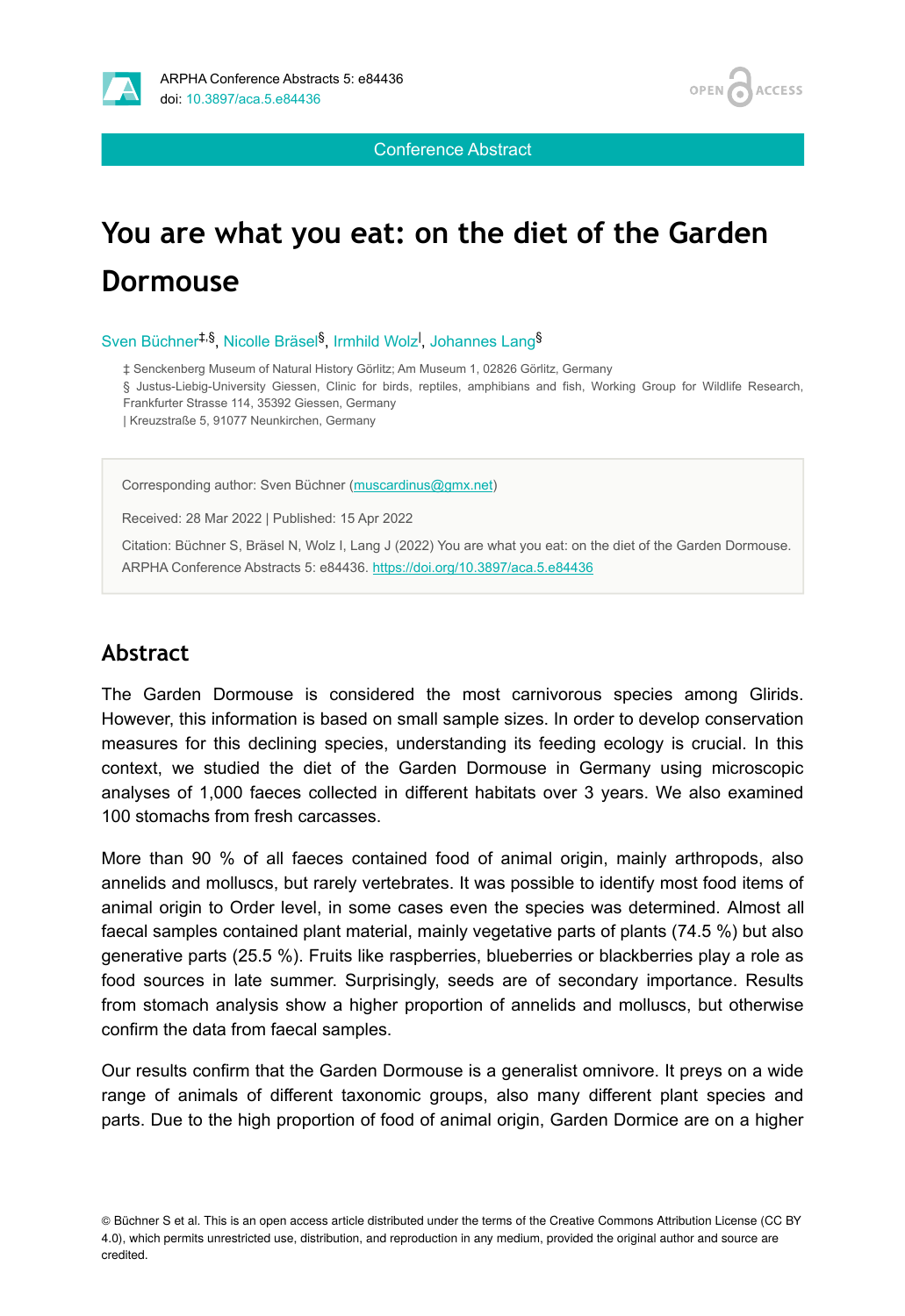Conference Abstract

# You are what you eat: on the diet of the Garden Dormouse

Sven Büchner[‡,§], Nicolle Bräsel[§], Irmhild Wolz[|], Johannes Lang[§]

‡ Senckenberg Museum of Natural History Görlitz; Am Museum 1, 02826 Görlitz, Germany
§ Justus-Liebig-University Giessen, Clinic for birds, reptiles, amphibians and fish, Working Group for Wildlife Research, Frankfurter Strasse 114, 35392 Giessen, Germany
| Kreuzstraße 5, 91077 Neunkirchen, Germany

Corresponding author: Sven Büchner (muscardinus@gmx.net)

Received: 28 Mar 2022 | Published: 15 Apr 2022

Citation: Büchner S, Bräsel N, Wolz I, Lang J (2022) You are what you eat: on the diet of the Garden Dormouse. ARPHA Conference Abstracts 5: e84436. https://doi.org/10.3897/aca.5.e84436

## Abstract

The Garden Dormouse is considered the most carnivorous species among Glirids. However, this information is based on small sample sizes. In order to develop conservation measures for this declining species, understanding its feeding ecology is crucial. In this context, we studied the diet of the Garden Dormouse in Germany using microscopic analyses of 1,000 faeces collected in different habitats over 3 years. We also examined 100 stomachs from fresh carcasses.

More than 90 % of all faeces contained food of animal origin, mainly arthropods, also annelids and molluscs, but rarely vertebrates. It was possible to identify most food items of animal origin to Order level, in some cases even the species was determined. Almost all faecal samples contained plant material, mainly vegetative parts of plants (74.5 %) but also generative parts (25.5 %). Fruits like raspberries, blueberries or blackberries play a role as food sources in late summer. Surprisingly, seeds are of secondary importance. Results from stomach analysis show a higher proportion of annelids and molluscs, but otherwise confirm the data from faecal samples.

Our results confirm that the Garden Dormouse is a generalist omnivore. It preys on a wide range of animals of different taxonomic groups, also many different plant species and parts. Due to the high proportion of food of animal origin, Garden Dormice are on a higher

© Büchner S et al. This is an open access article distributed under the terms of the Creative Commons Attribution License (CC BY 4.0), which permits unrestricted use, distribution, and reproduction in any medium, provided the original author and source are credited.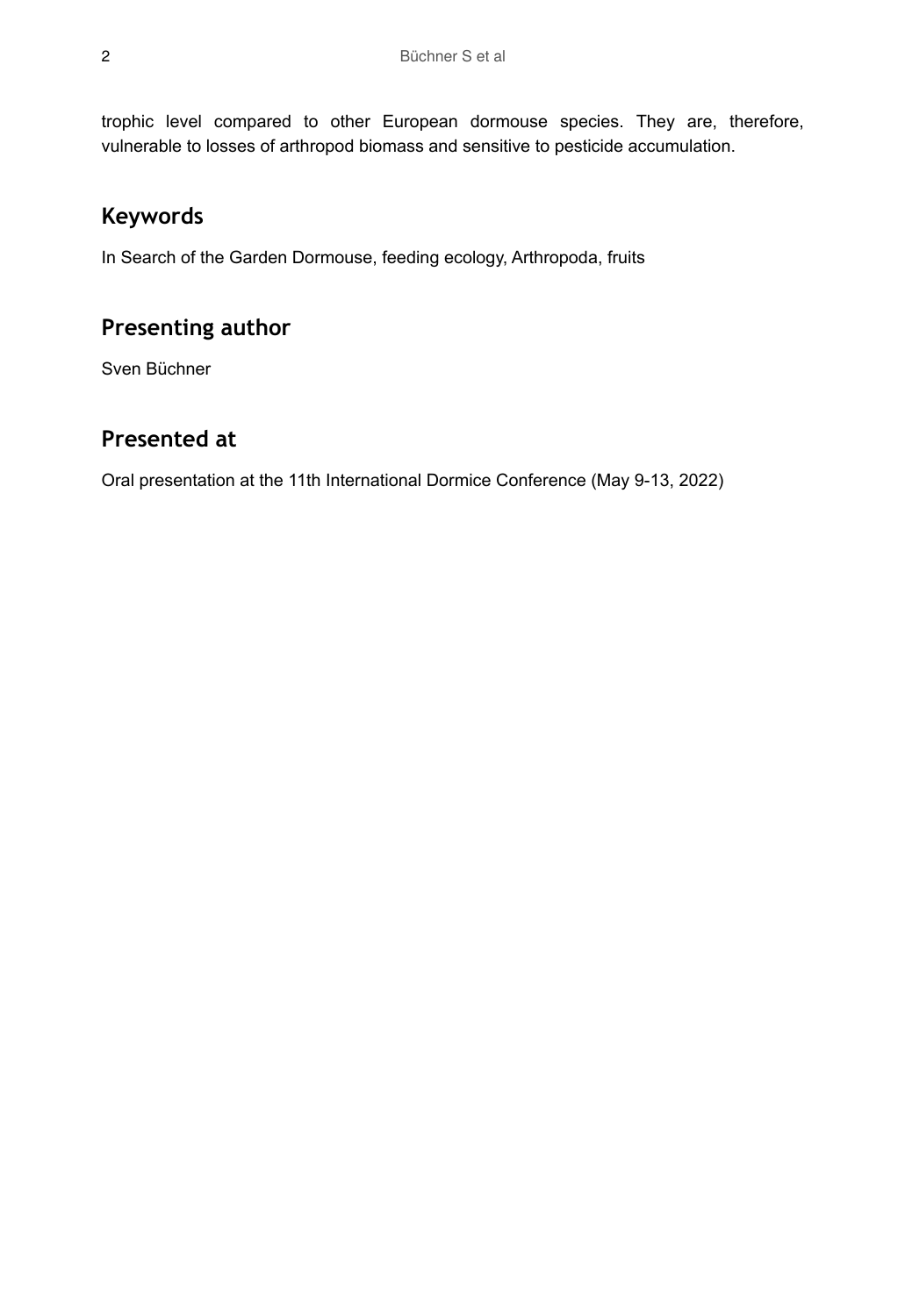trophic level compared to other European dormouse species. They are, therefore, vulnerable to losses of arthropod biomass and sensitive to pesticide accumulation.

## Keywords

In Search of the Garden Dormouse, feeding ecology, Arthropoda, fruits

## Presenting author

Sven Büchner

## Presented at

Oral presentation at the 11th International Dormice Conference (May 9-13, 2022)